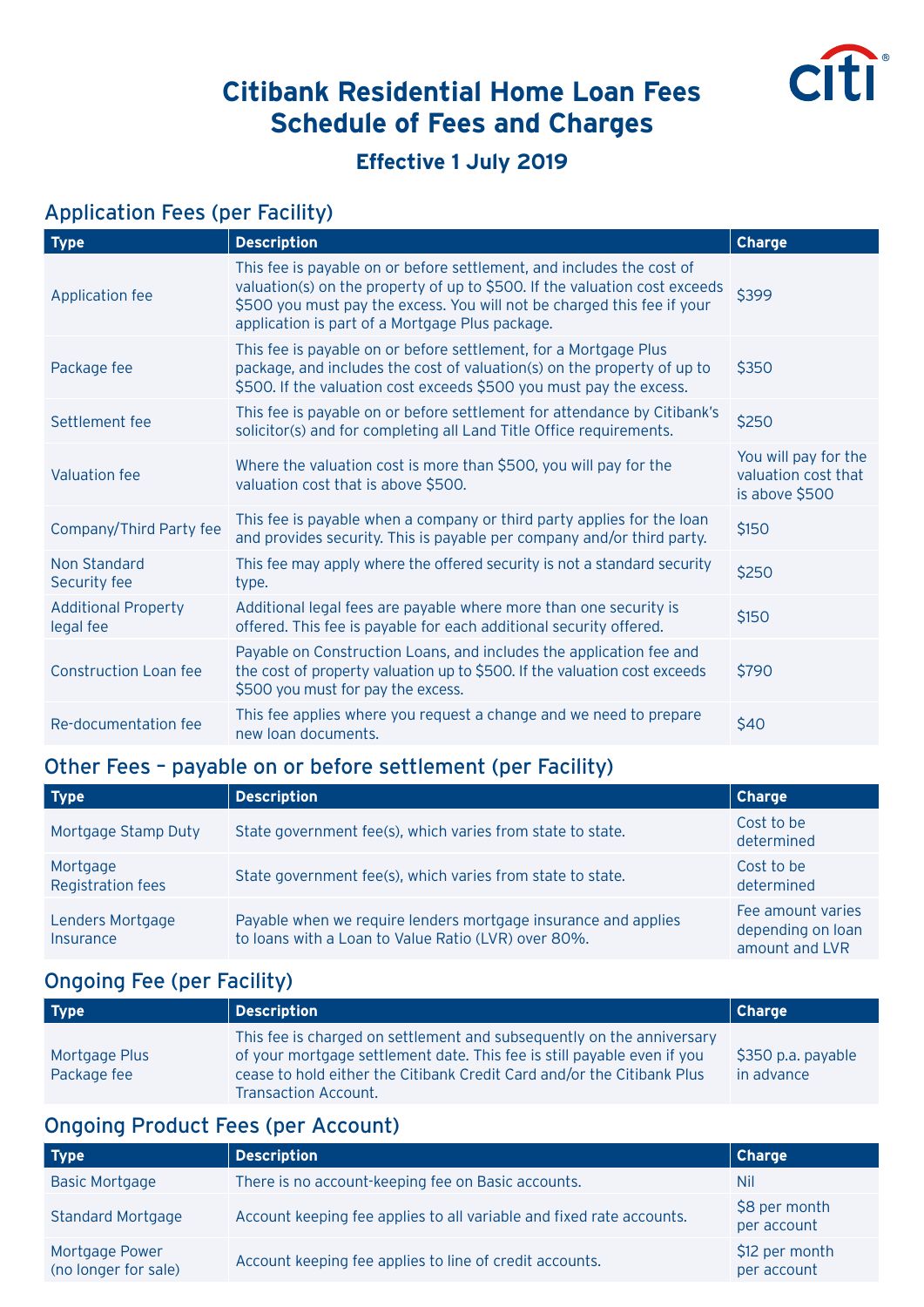# Citibank Residential Home Loan Fees Schedule of Fees and Charges

## Effective 1 July 2019

## Application Fees (per Facility)

| Type | Description | Charge |
|---|---|---|
| Application fee | This fee is payable on or before settlement, and includes the cost of valuation(s) on the property of up to $500. If the valuation cost exceeds $500 you must pay the excess. You will not be charged this fee if your application is part of a Mortgage Plus package. | $399 |
| Package fee | This fee is payable on or before settlement, for a Mortgage Plus package, and includes the cost of valuation(s) on the property of up to $500. If the valuation cost exceeds $500 you must pay the excess. | $350 |
| Settlement fee | This fee is payable on or before settlement for attendance by Citibank's solicitor(s) and for completing all Land Title Office requirements. | $250 |
| Valuation fee | Where the valuation cost is more than $500, you will pay for the valuation cost that is above $500. | You will pay for the valuation cost that is above $500 |
| Company/Third Party fee | This fee is payable when a company or third party applies for the loan and provides security. This is payable per company and/or third party. | $150 |
| Non Standard Security fee | This fee may apply where the offered security is not a standard security type. | $250 |
| Additional Property legal fee | Additional legal fees are payable where more than one security is offered. This fee is payable for each additional security offered. | $150 |
| Construction Loan fee | Payable on Construction Loans, and includes the application fee and the cost of property valuation up to $500. If the valuation cost exceeds $500 you must for pay the excess. | $790 |
| Re-documentation fee | This fee applies where you request a change and we need to prepare new loan documents. | $40 |

## Other Fees – payable on or before settlement (per Facility)

| Type | Description | Charge |
|---|---|---|
| Mortgage Stamp Duty | State government fee(s), which varies from state to state. | Cost to be determined |
| Mortgage Registration fees | State government fee(s), which varies from state to state. | Cost to be determined |
| Lenders Mortgage Insurance | Payable when we require lenders mortgage insurance and applies to loans with a Loan to Value Ratio (LVR) over 80%. | Fee amount varies depending on loan amount and LVR |

## Ongoing Fee (per Facility)

| Type | Description | Charge |
|---|---|---|
| Mortgage Plus Package fee | This fee is charged on settlement and subsequently on the anniversary of your mortgage settlement date. This fee is still payable even if you cease to hold either the Citibank Credit Card and/or the Citibank Plus Transaction Account. | $350 p.a. payable in advance |

## Ongoing Product Fees (per Account)

| Type | Description | Charge |
|---|---|---|
| Basic Mortgage | There is no account-keeping fee on Basic accounts. | Nil |
| Standard Mortgage | Account keeping fee applies to all variable and fixed rate accounts. | $8 per month per account |
| Mortgage Power (no longer for sale) | Account keeping fee applies to line of credit accounts. | $12 per month per account |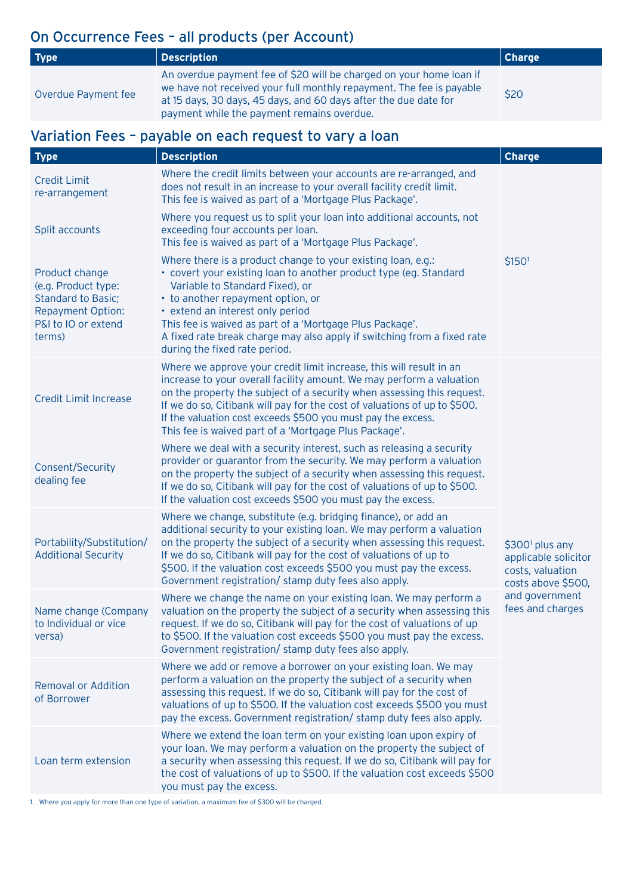## On Occurrence Fees – all products (per Account)

| Type | Description | Charge |
|---|---|---|
| Overdue Payment fee | An overdue payment fee of $20 will be charged on your home loan if we have not received your full monthly repayment. The fee is payable at 15 days, 30 days, 45 days, and 60 days after the due date for payment while the payment remains overdue. | $20 |

## Variation Fees – payable on each request to vary a loan

| Type | Description | Charge |
|---|---|---|
| Credit Limit re-arrangement | Where the credit limits between your accounts are re-arranged, and does not result in an increase to your overall facility credit limit. This fee is waived as part of a 'Mortgage Plus Package'. | $150[1] |
| Split accounts | Where you request us to split your loan into additional accounts, not exceeding four accounts per loan. This fee is waived as part of a 'Mortgage Plus Package'. | |
| Product change (e.g. Product type: Standard to Basic; Repayment Option: P&I to IO or extend terms) | Where there is a product change to your existing loan, e.g.: • covert your existing loan to another product type (eg. Standard Variable to Standard Fixed), or • to another repayment option, or • extend an interest only period This fee is waived as part of a 'Mortgage Plus Package'. A fixed rate break charge may also apply if switching from a fixed rate during the fixed rate period. | |
| Credit Limit Increase | Where we approve your credit limit increase, this will result in an increase to your overall facility amount. We may perform a valuation on the property the subject of a security when assessing this request. If we do so, Citibank will pay for the cost of valuations of up to $500. If the valuation cost exceeds $500 you must pay the excess. This fee is waived part of a 'Mortgage Plus Package'. | $300[1] plus any applicable solicitor costs, valuation costs above $500, and government fees and charges |
| Consent/Security dealing fee | Where we deal with a security interest, such as releasing a security provider or guarantor from the security. We may perform a valuation on the property the subject of a security when assessing this request. If we do so, Citibank will pay for the cost of valuations of up to $500. If the valuation cost exceeds $500 you must pay the excess. | |
| Portability/Substitution/ Additional Security | Where we change, substitute (e.g. bridging finance), or add an additional security to your existing loan. We may perform a valuation on the property the subject of a security when assessing this request. If we do so, Citibank will pay for the cost of valuations of up to $500. If the valuation cost exceeds $500 you must pay the excess. Government registration/ stamp duty fees also apply. | |
| Name change (Company to Individual or vice versa) | Where we change the name on your existing loan. We may perform a valuation on the property the subject of a security when assessing this request. If we do so, Citibank will pay for the cost of valuations of up to $500. If the valuation cost exceeds $500 you must pay the excess. Government registration/ stamp duty fees also apply. | |
| Removal or Addition of Borrower | Where we add or remove a borrower on your existing loan. We may perform a valuation on the property the subject of a security when assessing this request. If we do so, Citibank will pay for the cost of valuations of up to $500. If the valuation cost exceeds $500 you must pay the excess. Government registration/ stamp duty fees also apply. | |
| Loan term extension | Where we extend the loan term on your existing loan upon expiry of your loan. We may perform a valuation on the property the subject of a security when assessing this request. If we do so, Citibank will pay for the cost of valuations of up to $500. If the valuation cost exceeds $500 you must pay the excess. | |

1. Where you apply for more than one type of variation, a maximum fee of $300 will be charged.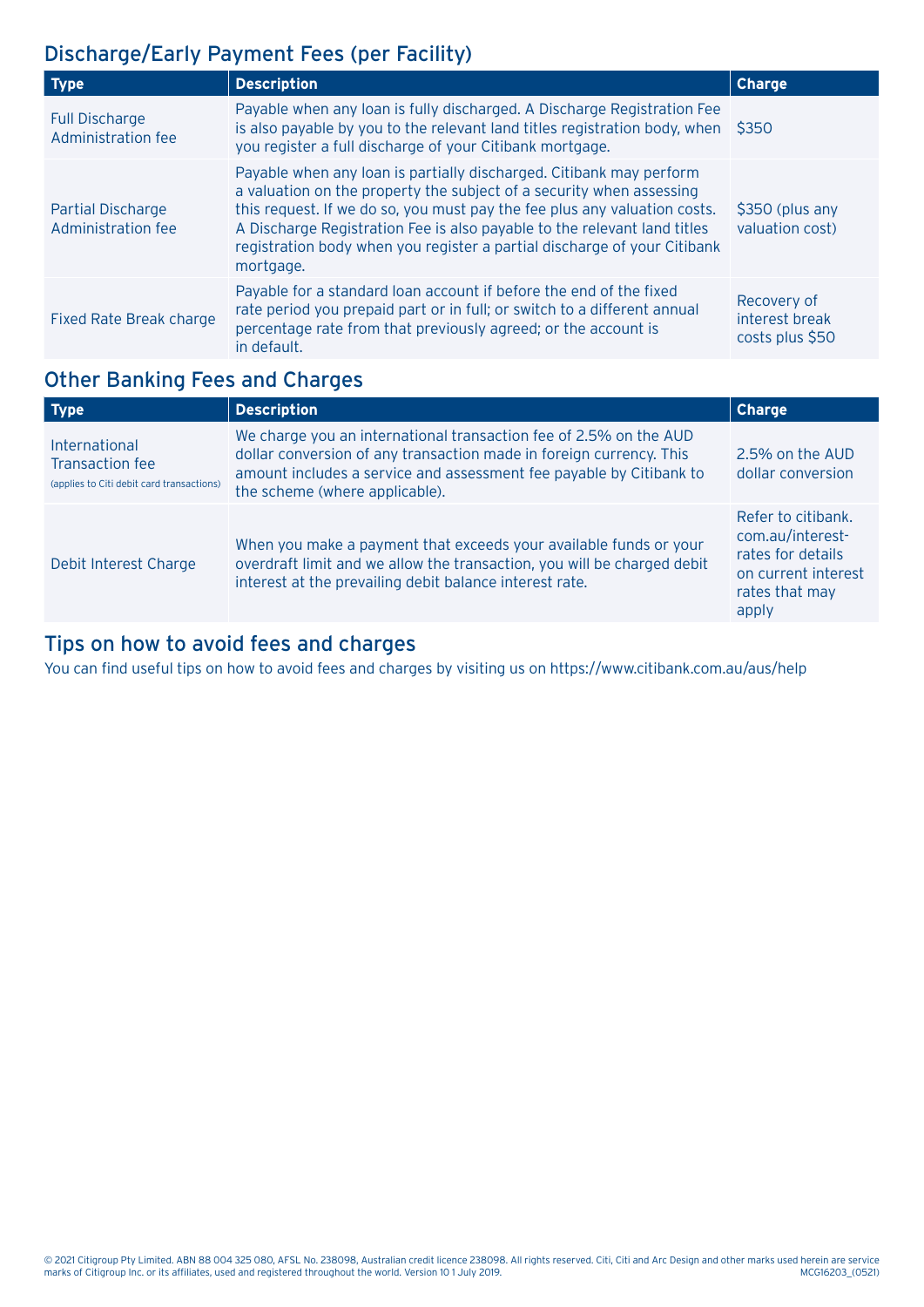## Discharge/Early Payment Fees (per Facility)

| Type | Description | Charge |
|---|---|---|
| Full Discharge Administration fee | Payable when any loan is fully discharged. A Discharge Registration Fee is also payable by you to the relevant land titles registration body, when you register a full discharge of your Citibank mortgage. | $350 |
| Partial Discharge Administration fee | Payable when any loan is partially discharged. Citibank may perform a valuation on the property the subject of a security when assessing this request. If we do so, you must pay the fee plus any valuation costs. A Discharge Registration Fee is also payable to the relevant land titles registration body when you register a partial discharge of your Citibank mortgage. | $350 (plus any valuation cost) |
| Fixed Rate Break charge | Payable for a standard loan account if before the end of the fixed rate period you prepaid part or in full; or switch to a different annual percentage rate from that previously agreed; or the account is in default. | Recovery of interest break costs plus $50 |

## Other Banking Fees and Charges

| Type | Description | Charge |
|---|---|---|
| International Transaction fee (applies to Citi debit card transactions) | We charge you an international transaction fee of 2.5% on the AUD dollar conversion of any transaction made in foreign currency. This amount includes a service and assessment fee payable by Citibank to the scheme (where applicable). | 2.5% on the AUD dollar conversion |
| Debit Interest Charge | When you make a payment that exceeds your available funds or your overdraft limit and we allow the transaction, you will be charged debit interest at the prevailing debit balance interest rate. | Refer to citibank.com.au/interest-rates for details on current interest rates that may apply |

## Tips on how to avoid fees and charges

You can find useful tips on how to avoid fees and charges by visiting us on https://www.citibank.com.au/aus/help

© 2021 Citigroup Pty Limited. ABN 88 004 325 080, AFSL No. 238098, Australian credit licence 238098. All rights reserved. Citi, Citi and Arc Design and other marks used herein are service marks of Citigroup Inc. or its affiliates, used and registered throughout the world. Version 10 1 July 2019. MCG16203_(0521)